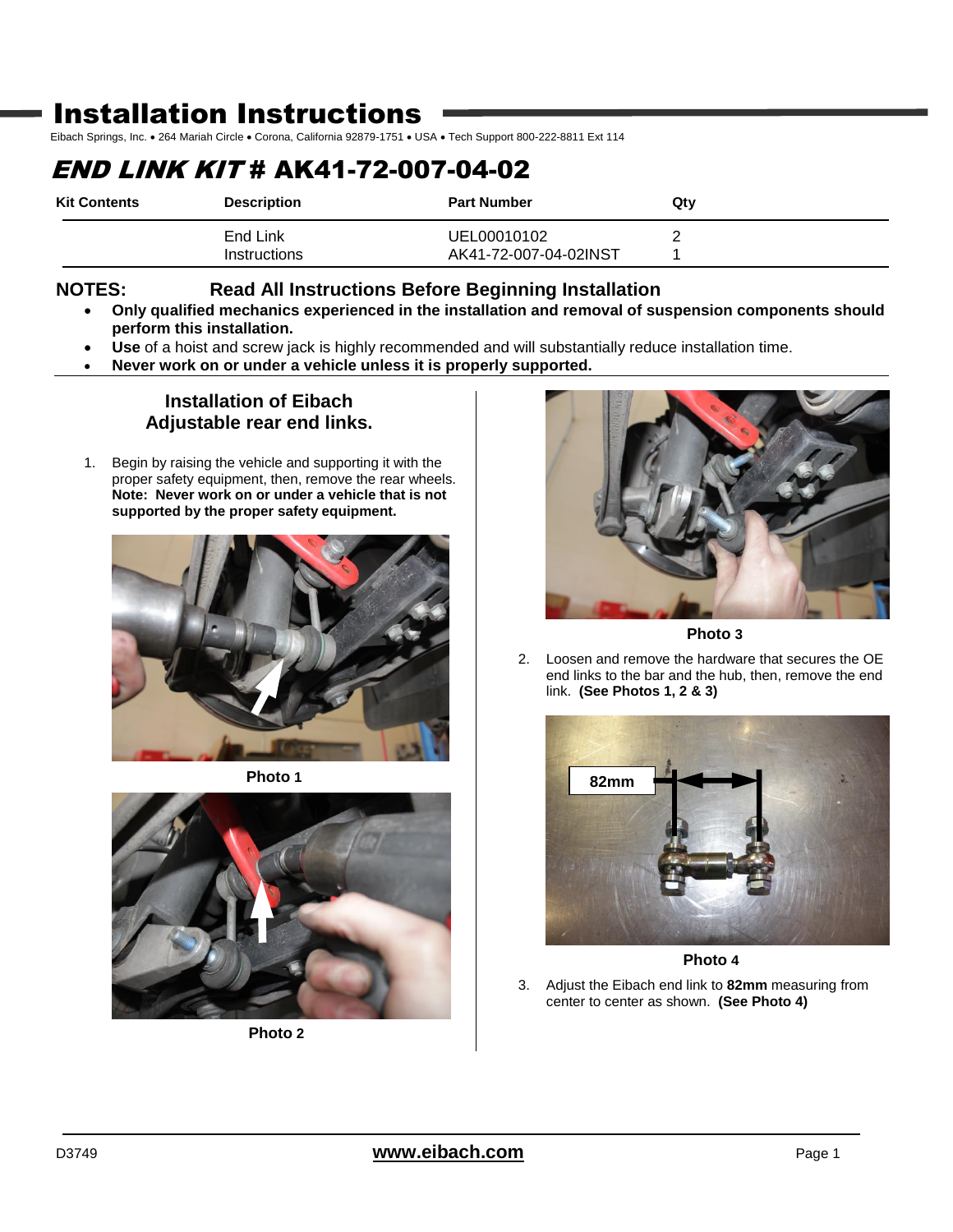# Installation Instructions

Eibach Springs, Inc. • 264 Mariah Circle • Corona, California 92879-1751 • USA • Tech Support 800-222-8811 Ext 114

## *END LINK KIT* # AK41-72-007-04-02

| Kit Contents | Description | Part Number | Qty |
| --- | --- | --- | --- |
| | End Link | UEL00010102 | 2 |
| | Instructions | AK41-72-007-04-02INST | 1 |

**NOTES: Read All Instructions Before Beginning Installation**

- **Only qualified mechanics experienced in the installation and removal of suspension components should perform this installation.**
- **Use** of a hoist and screw jack is highly recommended and will substantially reduce installation time.
- **Never work on or under a vehicle unless it is properly supported.**

### Installation of Eibach Adjustable rear end links.

1. Begin by raising the vehicle and supporting it with the proper safety equipment, then, remove the rear wheels. **Note: Never work on or under a vehicle that is not supported by the proper safety equipment.**

**Photo 1**

**Photo 2**

**Photo 3**

2. Loosen and remove the hardware that secures the OE end links to the bar and the hub, then, remove the end link. **(See Photos 1, 2 & 3)**

82mm

**Photo 4**

3. Adjust the Eibach end link to **82mm** measuring from center to center as shown. **(See Photo 4)**

D3749

**www.eibach.com**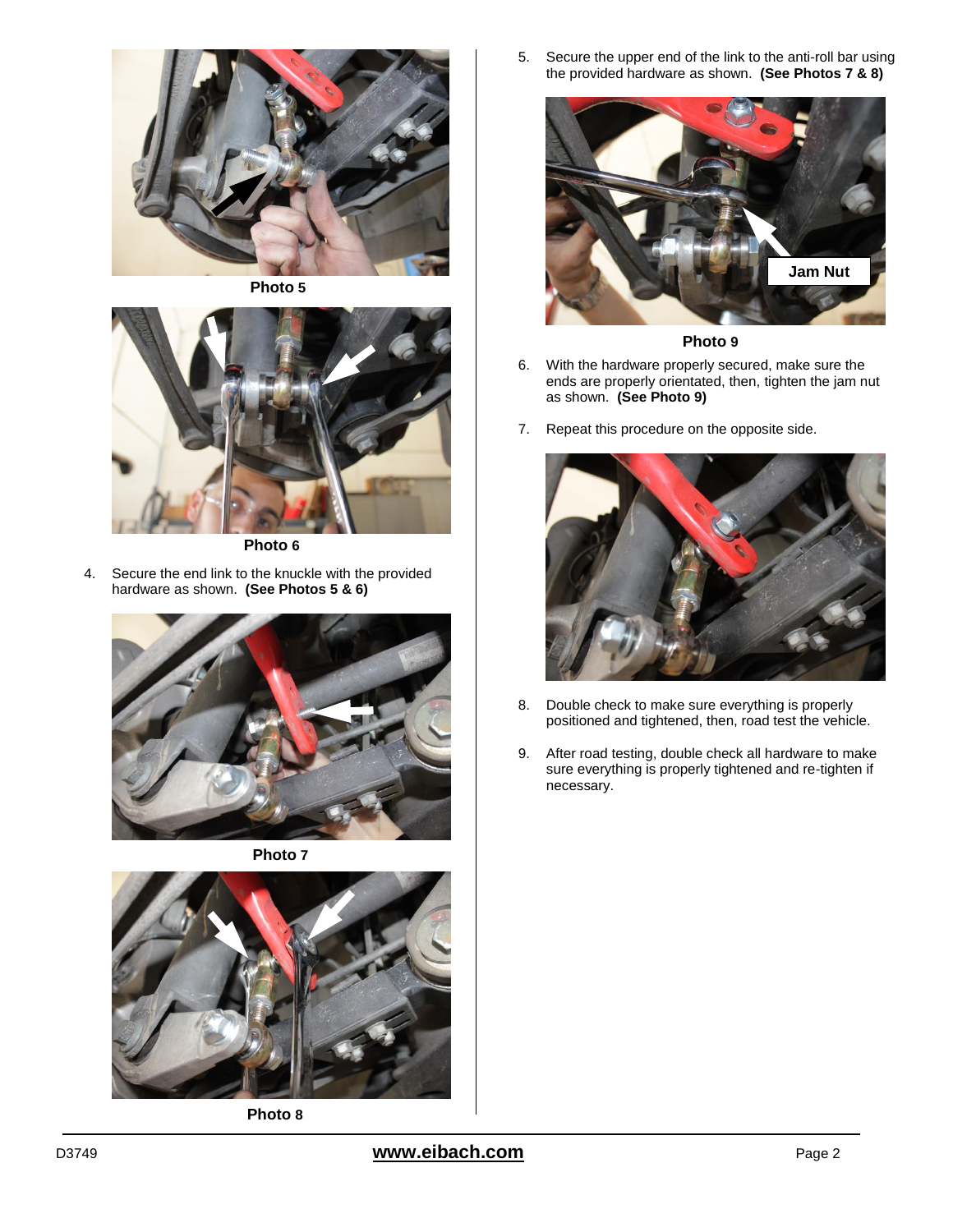Photo 5

Photo 6

4. Secure the end link to the knuckle with the provided hardware as shown. **(See Photos 5 & 6)**

Photo 7

Photo 8

5. Secure the upper end of the link to the anti-roll bar using the provided hardware as shown. **(See Photos 7 & 8)**

Jam Nut

Photo 9

6. With the hardware properly secured, make sure the ends are properly orientated, then, tighten the jam nut as shown. **(See Photo 9)**

7. Repeat this procedure on the opposite side.

8. Double check to make sure everything is properly positioned and tightened, then, road test the vehicle.

9. After road testing, double check all hardware to make sure everything is properly tightened and re-tighten if necessary.